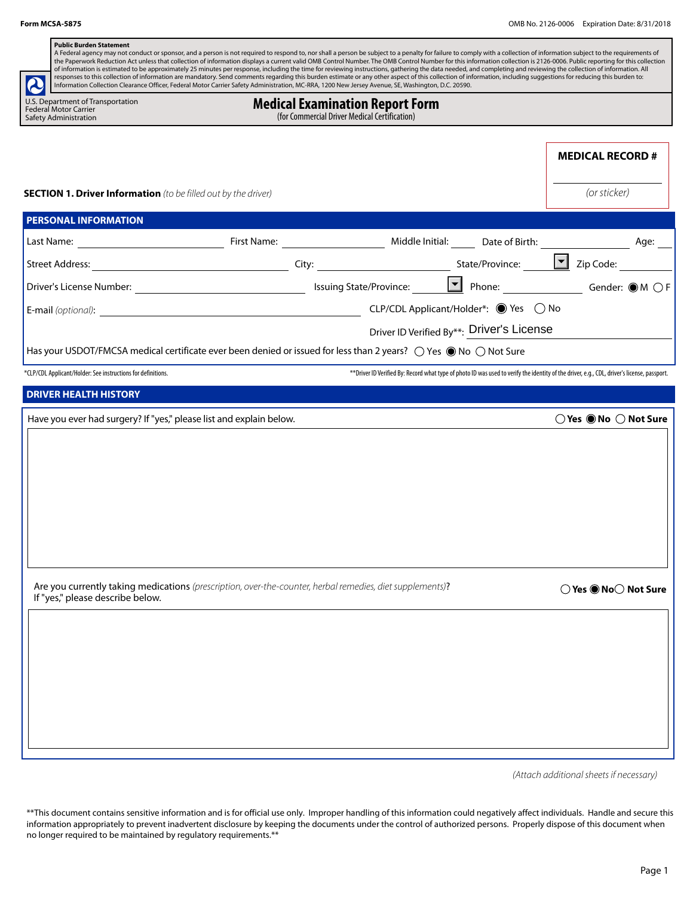Form MCSA-5875

OMB No. 2126-0006 Expiration Date: 8/31/2018

**Public Burden Statement**
A Federal agency may not conduct or sponsor, and a person is not required to respond to, nor shall a person be subject to a penalty for failure to comply with a collection of information subject to the requirements of the Paperwork Reduction Act unless that collection of information displays a current valid OMB Control Number. The OMB Control Number for this information collection is 2126-0006. Public reporting for this collection of information is estimated to be approximately 25 minutes per response, including the time for reviewing instructions, gathering the data needed, and completing and reviewing the collection of information. All responses to this collection of information are mandatory. Send comments regarding this burden estimate or any other aspect of this collection of information, including suggestions for reducing this burden to: Information Collection Clearance Officer, Federal Motor Carrier Safety Administration, MC-RRA, 1200 New Jersey Avenue, SE, Washington, D.C. 20590.

U.S. Department of Transportation
Federal Motor Carrier Safety Administration

# Medical Examination Report Form

(for Commercial Driver Medical Certification)

**MEDICAL RECORD #**

________________

*(or sticker)*

**SECTION 1. Driver Information** *(to be filled out by the driver)*

## PERSONAL INFORMATION

Last Name: ____________ First Name: ____________ Middle Initial: ____ Date of Birth: ____________ Age: ____

Street Address: ____________ City: ____________ State/Province: ____ Zip Code: ____________

Driver's License Number: ____________ Issuing State/Province: ____ Phone: ____________ Gender: ◉ M ◯ F

E-mail *(optional)*: ____________ CLP/CDL Applicant/Holder*: ◉ Yes ◯ No

Driver ID Verified By**: Driver's License

Has your USDOT/FMCSA medical certificate ever been denied or issued for less than 2 years? ◯ Yes ◉ No ◯ Not Sure

*CLP/CDL Applicant/Holder: See instructions for definitions.

**Driver ID Verified By: Record what type of photo ID was used to verify the identity of the driver, e.g., CDL, driver's license, passport.

## DRIVER HEALTH HISTORY

Have you ever had surgery? If "yes," please list and explain below. ◯ **Yes** ◉ **No** ◯ **Not Sure**

Are you currently taking medications *(prescription, over-the-counter, herbal remedies, diet supplements)*? If "yes," please describe below. ◯ **Yes** ◉ **No** ◯ **Not Sure**

*(Attach additional sheets if necessary)*

**This document contains sensitive information and is for official use only. Improper handling of this information could negatively affect individuals. Handle and secure this information appropriately to prevent inadvertent disclosure by keeping the documents under the control of authorized persons. Properly dispose of this document when no longer required to be maintained by regulatory requirements.**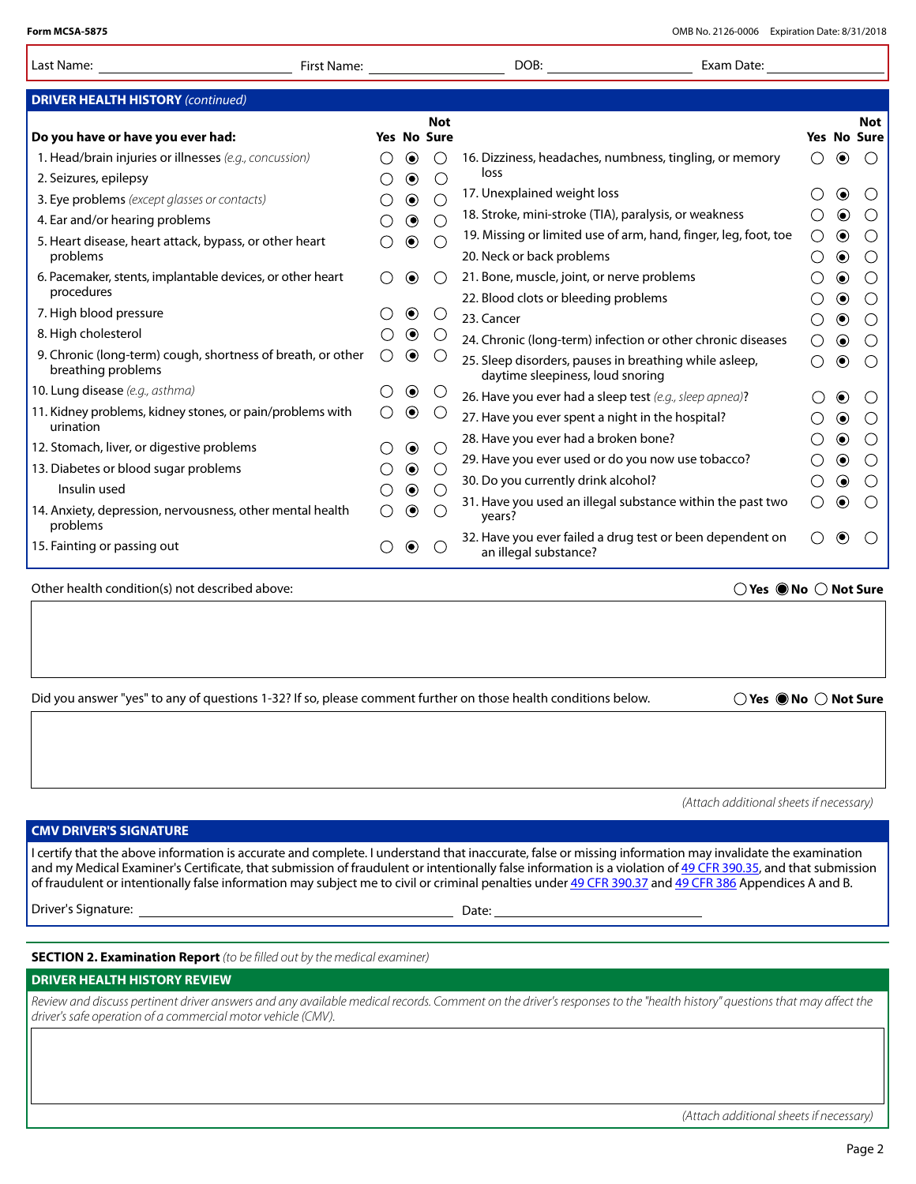Form MCSA-5875 OMB No. 2126-0006 Expiration Date: 8/31/2018

Last Name: ____________ First Name: ____________ DOB: ____________ Exam Date: ____________

## DRIVER HEALTH HISTORY *(continued)*

| Do you have or have you ever had: | Yes | No | Not Sure |
|---|---|---|---|
| 1. Head/brain injuries or illnesses *(e.g., concussion)* | ○ | ◉ | ○ |
| 2. Seizures, epilepsy | ○ | ◉ | ○ |
| 3. Eye problems *(except glasses or contacts)* | ○ | ◉ | ○ |
| 4. Ear and/or hearing problems | ○ | ◉ | ○ |
| 5. Heart disease, heart attack, bypass, or other heart problems | ○ | ◉ | ○ |
| 6. Pacemaker, stents, implantable devices, or other heart procedures | ○ | ◉ | ○ |
| 7. High blood pressure | ○ | ◉ | ○ |
| 8. High cholesterol | ○ | ◉ | ○ |
| 9. Chronic (long-term) cough, shortness of breath, or other breathing problems | ○ | ◉ | ○ |
| 10. Lung disease *(e.g., asthma)* | ○ | ◉ | ○ |
| 11. Kidney problems, kidney stones, or pain/problems with urination | ○ | ◉ | ○ |
| 12. Stomach, liver, or digestive problems | ○ | ◉ | ○ |
| 13. Diabetes or blood sugar problems | ○ | ◉ | ○ |
| Insulin used | ○ | ◉ | ○ |
| 14. Anxiety, depression, nervousness, other mental health problems | ○ | ◉ | ○ |
| 15. Fainting or passing out | ○ | ◉ | ○ |
| 16. Dizziness, headaches, numbness, tingling, or memory loss | ○ | ◉ | ○ |
| 17. Unexplained weight loss | ○ | ◉ | ○ |
| 18. Stroke, mini-stroke (TIA), paralysis, or weakness | ○ | ◉ | ○ |
| 19. Missing or limited use of arm, hand, finger, leg, foot, toe | ○ | ◉ | ○ |
| 20. Neck or back problems | ○ | ◉ | ○ |
| 21. Bone, muscle, joint, or nerve problems | ○ | ◉ | ○ |
| 22. Blood clots or bleeding problems | ○ | ◉ | ○ |
| 23. Cancer | ○ | ◉ | ○ |
| 24. Chronic (long-term) infection or other chronic diseases | ○ | ◉ | ○ |
| 25. Sleep disorders, pauses in breathing while asleep, daytime sleepiness, loud snoring | ○ | ◉ | ○ |
| 26. Have you ever had a sleep test *(e.g., sleep apnea)*? | ○ | ◉ | ○ |
| 27. Have you ever spent a night in the hospital? | ○ | ◉ | ○ |
| 28. Have you ever had a broken bone? | ○ | ◉ | ○ |
| 29. Have you ever used or do you now use tobacco? | ○ | ◉ | ○ |
| 30. Do you currently drink alcohol? | ○ | ◉ | ○ |
| 31. Have you used an illegal substance within the past two years? | ○ | ◉ | ○ |
| 32. Have you ever failed a drug test or been dependent on an illegal substance? | ○ | ◉ | ○ |

Other health condition(s) not described above: ○ Yes ◉ No ○ Not Sure

Did you answer "yes" to any of questions 1-32? If so, please comment further on those health conditions below. ○ Yes ◉ No ○ Not Sure

*(Attach additional sheets if necessary)*

## CMV DRIVER'S SIGNATURE

I certify that the above information is accurate and complete. I understand that inaccurate, false or missing information may invalidate the examination and my Medical Examiner's Certificate, that submission of fraudulent or intentionally false information is a violation of 49 CFR 390.35, and that submission of fraudulent or intentionally false information may subject me to civil or criminal penalties under 49 CFR 390.37 and 49 CFR 386 Appendices A and B.

Driver's Signature: ____________ Date: ____________

## SECTION 2. Examination Report *(to be filled out by the medical examiner)*

### DRIVER HEALTH HISTORY REVIEW

*Review and discuss pertinent driver answers and any available medical records. Comment on the driver's responses to the "health history" questions that may affect the driver's safe operation of a commercial motor vehicle (CMV).*

*(Attach additional sheets if necessary)*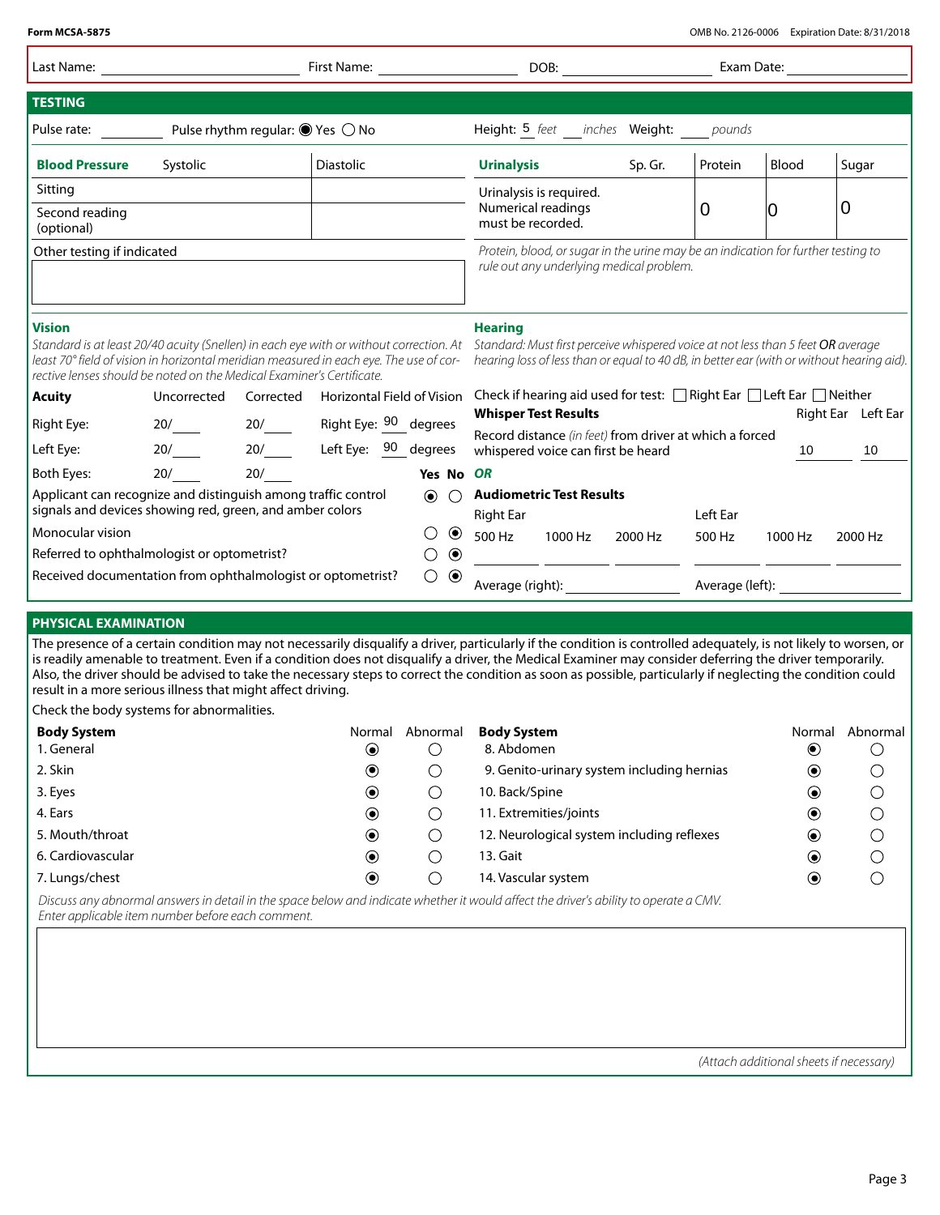Form MCSA-5875 OMB No. 2126-0006 Expiration Date: 8/31/2018

Last Name: ______ First Name: ______ DOB: ______ Exam Date: ______

## TESTING

Pulse rate: ______ Pulse rhythm regular: ◉ Yes ○ No

Height: 5 *feet* ___ *inches* Weight: ___ *pounds*

| **Blood Pressure** | Systolic | Diastolic |
|---|---|---|
| Sitting | | |
| Second reading (optional) | | |

| **Urinalysis** | Sp. Gr. | Protein | Blood | Sugar |
|---|---|---|---|---|
| Urinalysis is required. Numerical readings must be recorded. | | 0 | 0 | 0 |

*Protein, blood, or sugar in the urine may be an indication for further testing to rule out any underlying medical problem.*

Other testing if indicated

### Vision

*Standard is at least 20/40 acuity (Snellen) in each eye with or without correction. At least 70° field of vision in horizontal meridian measured in each eye. The use of corrective lenses should be noted on the Medical Examiner's Certificate.*

| **Acuity** | Uncorrected | Corrected | Horizontal Field of Vision |
|---|---|---|---|
| Right Eye: | 20/___ | 20/___ | Right Eye: 90 degrees |
| Left Eye: | 20/___ | 20/___ | Left Eye: 90 degrees |
| Both Eyes: | 20/___ | 20/___ | |

| | Yes | No |
|---|---|---|
| Applicant can recognize and distinguish among traffic control signals and devices showing red, green, and amber colors | ◉ | ○ |
| Monocular vision | ○ | ◉ |
| Referred to ophthalmologist or optometrist? | ○ | ◉ |
| Received documentation from ophthalmologist or optometrist? | ○ | ◉ |

### Hearing

*Standard: Must first perceive whispered voice at not less than 5 feet* ***OR*** *average hearing loss of less than or equal to 40 dB, in better ear (with or without hearing aid).*

Check if hearing aid used for test: ☐ Right Ear ☐ Left Ear ☐ Neither

**Whisper Test Results**

| | Right Ear | Left Ear |
|---|---|---|
| Record distance *(in feet)* from driver at which a forced whispered voice can first be heard | 10 | 10 |

**OR**

**Audiometric Test Results**

| Right Ear 500 Hz | Right Ear 1000 Hz | Right Ear 2000 Hz | Left Ear 500 Hz | Left Ear 1000 Hz | Left Ear 2000 Hz |
|---|---|---|---|---|---|
| | | | | | |

Average (right): ______ Average (left): ______

## PHYSICAL EXAMINATION

The presence of a certain condition may not necessarily disqualify a driver, particularly if the condition is controlled adequately, is not likely to worsen, or is readily amenable to treatment. Even if a condition does not disqualify a driver, the Medical Examiner may consider deferring the driver temporarily. Also, the driver should be advised to take the necessary steps to correct the condition as soon as possible, particularly if neglecting the condition could result in a more serious illness that might affect driving.

Check the body systems for abnormalities.

| **Body System** | Normal | Abnormal | **Body System** | Normal | Abnormal |
|---|---|---|---|---|---|
| 1. General | ◉ | ○ | 8. Abdomen | ◉ | ○ |
| 2. Skin | ◉ | ○ | 9. Genito-urinary system including hernias | ◉ | ○ |
| 3. Eyes | ◉ | ○ | 10. Back/Spine | ◉ | ○ |
| 4. Ears | ◉ | ○ | 11. Extremities/joints | ◉ | ○ |
| 5. Mouth/throat | ◉ | ○ | 12. Neurological system including reflexes | ◉ | ○ |
| 6. Cardiovascular | ◉ | ○ | 13. Gait | ◉ | ○ |
| 7. Lungs/chest | ◉ | ○ | 14. Vascular system | ◉ | ○ |

*Discuss any abnormal answers in detail in the space below and indicate whether it would affect the driver's ability to operate a CMV. Enter applicable item number before each comment.*

*(Attach additional sheets if necessary)*